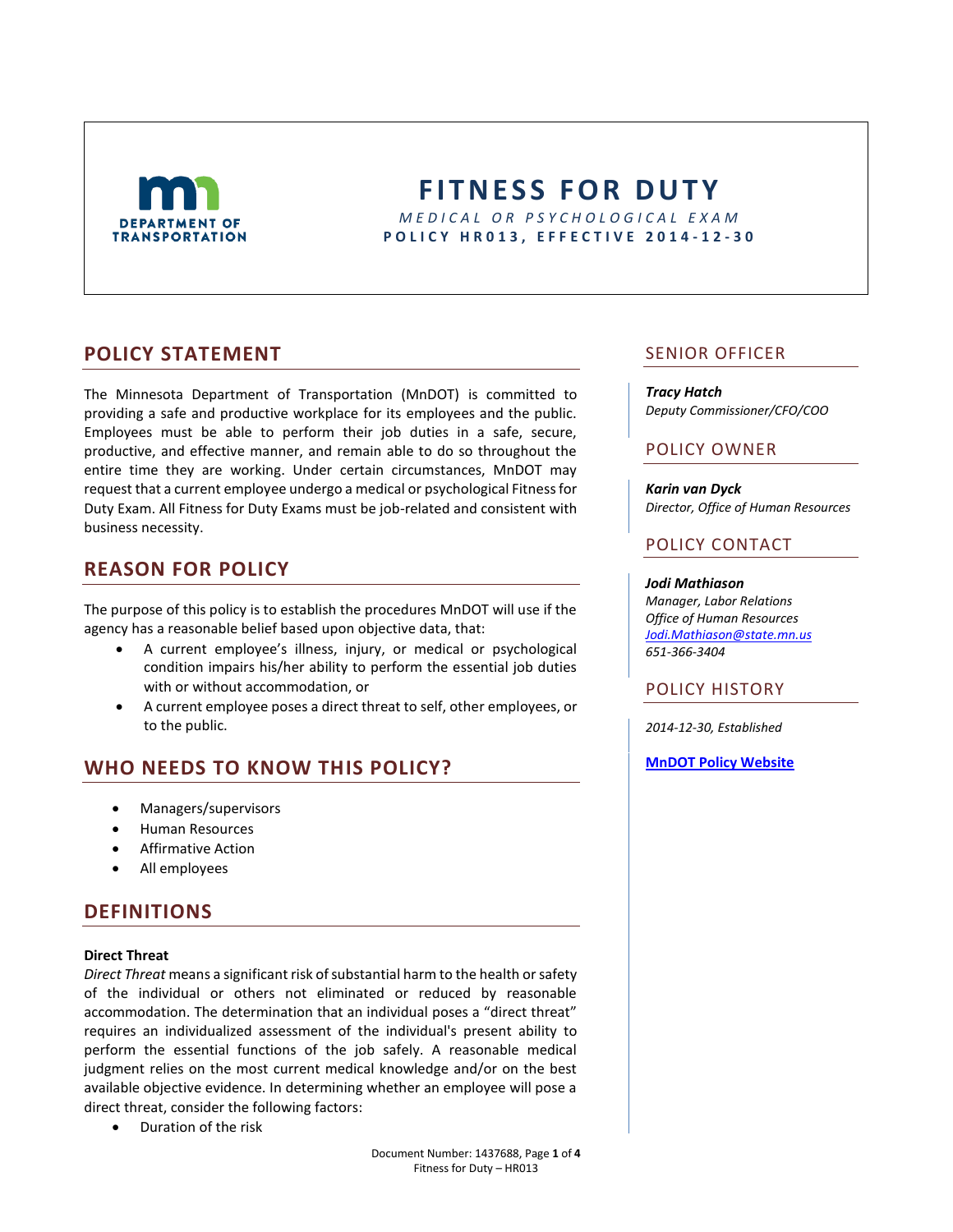# FITNESS FOR DUTY

*MEDICAL OR PSYCHOLOGICAL EXAM*

**POLICY HR013, EFFECTIVE 2014-12-30**

## POLICY STATEMENT

The Minnesota Department of Transportation (MnDOT) is committed to providing a safe and productive workplace for its employees and the public. Employees must be able to perform their job duties in a safe, secure, productive, and effective manner, and remain able to do so throughout the entire time they are working. Under certain circumstances, MnDOT may request that a current employee undergo a medical or psychological Fitness for Duty Exam. All Fitness for Duty Exams must be job-related and consistent with business necessity.

## REASON FOR POLICY

The purpose of this policy is to establish the procedures MnDOT will use if the agency has a reasonable belief based upon objective data, that:

- A current employee's illness, injury, or medical or psychological condition impairs his/her ability to perform the essential job duties with or without accommodation, or
- A current employee poses a direct threat to self, other employees, or to the public.

## WHO NEEDS TO KNOW THIS POLICY?

- Managers/supervisors
- Human Resources
- Affirmative Action
- All employees

## DEFINITIONS

**Direct Threat**

*Direct Threat* means a significant risk of substantial harm to the health or safety of the individual or others not eliminated or reduced by reasonable accommodation. The determination that an individual poses a "direct threat" requires an individualized assessment of the individual's present ability to perform the essential functions of the job safely. A reasonable medical judgment relies on the most current medical knowledge and/or on the best available objective evidence. In determining whether an employee will pose a direct threat, consider the following factors:

- Duration of the risk

## SENIOR OFFICER

***Tracy Hatch***
*Deputy Commissioner/CFO/COO*

## POLICY OWNER

***Karin van Dyck***
*Director, Office of Human Resources*

## POLICY CONTACT

***Jodi Mathiason***
*Manager, Labor Relations*
*Office of Human Resources*
*Jodi.Mathiason@state.mn.us*
*651-366-3404*

## POLICY HISTORY

*2014-12-30, Established*

**MnDOT Policy Website**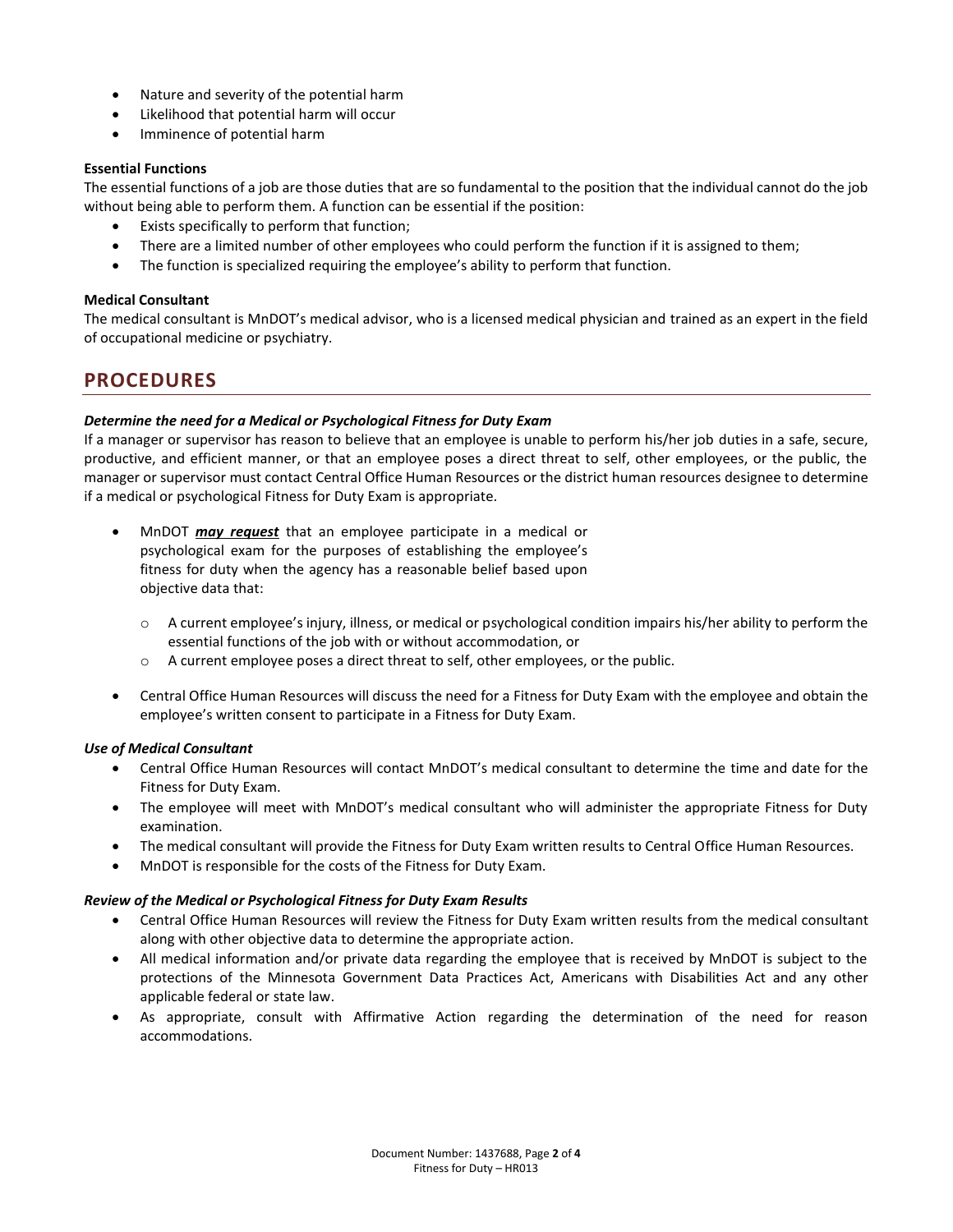- Nature and severity of the potential harm
- Likelihood that potential harm will occur
- Imminence of potential harm

**Essential Functions**

The essential functions of a job are those duties that are so fundamental to the position that the individual cannot do the job without being able to perform them. A function can be essential if the position:

- Exists specifically to perform that function;
- There are a limited number of other employees who could perform the function if it is assigned to them;
- The function is specialized requiring the employee's ability to perform that function.

**Medical Consultant**

The medical consultant is MnDOT's medical advisor, who is a licensed medical physician and trained as an expert in the field of occupational medicine or psychiatry.

## PROCEDURES

***Determine the need for a Medical or Psychological Fitness for Duty Exam***

If a manager or supervisor has reason to believe that an employee is unable to perform his/her job duties in a safe, secure, productive, and efficient manner, or that an employee poses a direct threat to self, other employees, or the public, the manager or supervisor must contact Central Office Human Resources or the district human resources designee to determine if a medical or psychological Fitness for Duty Exam is appropriate.

- MnDOT ***may request*** that an employee participate in a medical or psychological exam for the purposes of establishing the employee's fitness for duty when the agency has a reasonable belief based upon objective data that:
  - A current employee's injury, illness, or medical or psychological condition impairs his/her ability to perform the essential functions of the job with or without accommodation, or
  - A current employee poses a direct threat to self, other employees, or the public.
- Central Office Human Resources will discuss the need for a Fitness for Duty Exam with the employee and obtain the employee's written consent to participate in a Fitness for Duty Exam.

***Use of Medical Consultant***

- Central Office Human Resources will contact MnDOT's medical consultant to determine the time and date for the Fitness for Duty Exam.
- The employee will meet with MnDOT's medical consultant who will administer the appropriate Fitness for Duty examination.
- The medical consultant will provide the Fitness for Duty Exam written results to Central Office Human Resources.
- MnDOT is responsible for the costs of the Fitness for Duty Exam.

***Review of the Medical or Psychological Fitness for Duty Exam Results***

- Central Office Human Resources will review the Fitness for Duty Exam written results from the medical consultant along with other objective data to determine the appropriate action.
- All medical information and/or private data regarding the employee that is received by MnDOT is subject to the protections of the Minnesota Government Data Practices Act, Americans with Disabilities Act and any other applicable federal or state law.
- As appropriate, consult with Affirmative Action regarding the determination of the need for reason accommodations.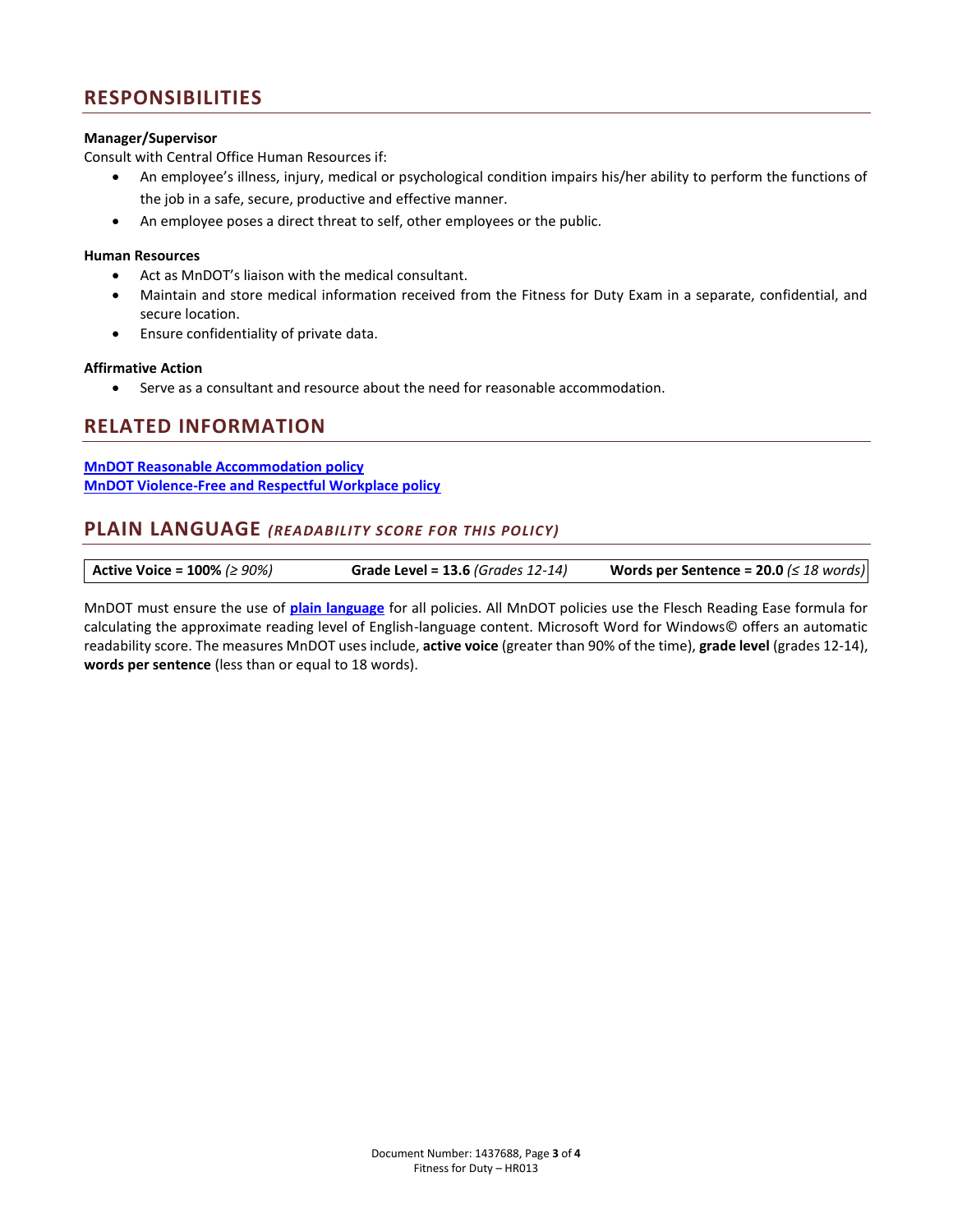## RESPONSIBILITIES

**Manager/Supervisor**

Consult with Central Office Human Resources if:

- An employee's illness, injury, medical or psychological condition impairs his/her ability to perform the functions of the job in a safe, secure, productive and effective manner.
- An employee poses a direct threat to self, other employees or the public.

**Human Resources**

- Act as MnDOT's liaison with the medical consultant.
- Maintain and store medical information received from the Fitness for Duty Exam in a separate, confidential, and secure location.
- Ensure confidentiality of private data.

**Affirmative Action**

- Serve as a consultant and resource about the need for reasonable accommodation.

## RELATED INFORMATION

**MnDOT Reasonable Accommodation policy**
**MnDOT Violence-Free and Respectful Workplace policy**

## PLAIN LANGUAGE *(READABILITY SCORE FOR THIS POLICY)*

| **Active Voice = 100%** *(≥ 90%)* | **Grade Level = 13.6** *(Grades 12-14)* | **Words per Sentence = 20.0** *(≤ 18 words)* |
|---|---|---|

MnDOT must ensure the use of **plain language** for all policies. All MnDOT policies use the Flesch Reading Ease formula for calculating the approximate reading level of English-language content. Microsoft Word for Windows© offers an automatic readability score. The measures MnDOT uses include, **active voice** (greater than 90% of the time), **grade level** (grades 12-14), **words per sentence** (less than or equal to 18 words).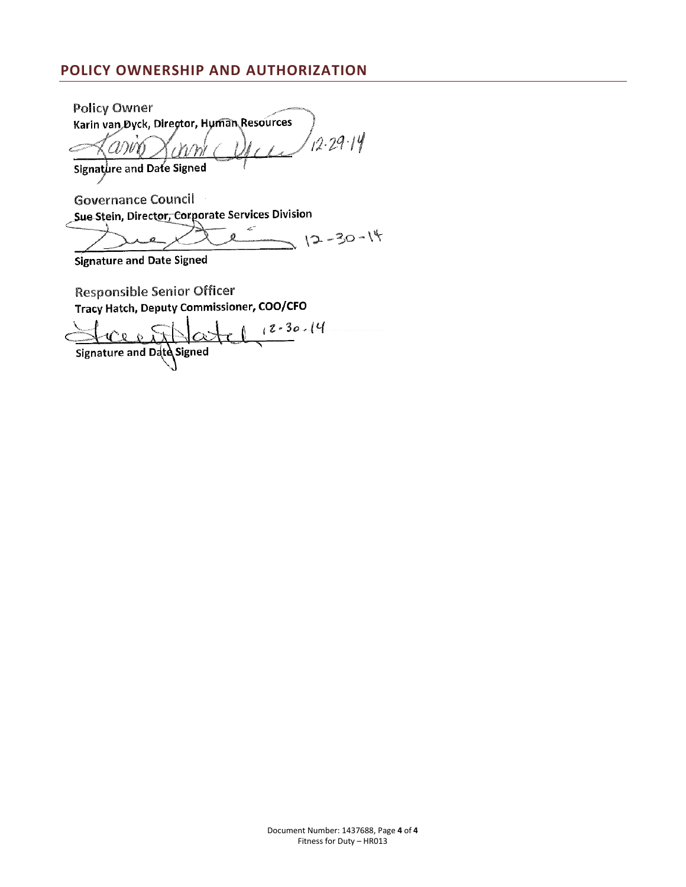## POLICY OWNERSHIP AND AUTHORIZATION

Policy Owner
**Karin van Dyck, Director, Human Resources**

12-29-14
**Signature and Date Signed**

Governance Council
**Sue Stein, Director, Corporate Services Division**

12-30-14
**Signature and Date Signed**

Responsible Senior Officer
**Tracy Hatch, Deputy Commissioner, COO/CFO**

12-30-14
**Signature and Date Signed**